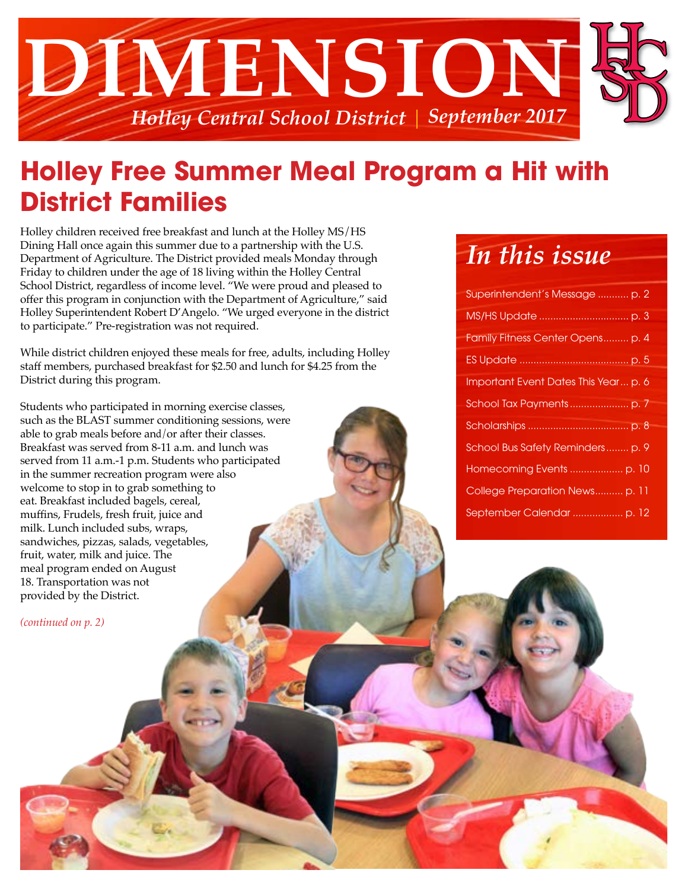# DIMENSION

*Holley Central School District | September 2017*

## Holley Free Summer Meal Program a Hit with District Families

Holley children received free breakfast and lunch at the Holley MS/HS Dining Hall once again this summer due to a partnership with the U.S. Department of Agriculture. The District provided meals Monday through Friday to children under the age of 18 living within the Holley Central School District, regardless of income level. "We were proud and pleased to offer this program in conjunction with the Department of Agriculture," said Holley Superintendent Robert D'Angelo. "We urged everyone in the district to participate." Pre-registration was not required.

While district children enjoyed these meals for free, adults, including Holley staff members, purchased breakfast for $2.50 and lunch for $4.25 from the District during this program.

Students who participated in morning exercise classes, such as the BLAST summer conditioning sessions, were able to grab meals before and/or after their classes. Breakfast was served from 8-11 a.m. and lunch was served from 11 a.m.-1 p.m. Students who participated in the summer recreation program were also welcome to stop in to grab something to eat. Breakfast included bagels, cereal, muffins, Frudels, fresh fruit, juice and milk. Lunch included subs, wraps, sandwiches, pizzas, salads, vegetables, fruit, water, milk and juice. The meal program ended on August 18. Transportation was not provided by the District.

*(continued on p. 2)*

## In this issue

- Superintendent's Message ........... p. 2
- MS/HS Update ........... p. 3
- Family Fitness Center Opens ........... p. 4
- ES Update ........... p. 5
- Important Event Dates This Year ... p. 6
- School Tax Payments ........... p. 7
- Scholarships ........... p. 8
- School Bus Safety Reminders ........... p. 9
- Homecoming Events ........... p. 10
- College Preparation News ........... p. 11
- September Calendar ........... p. 12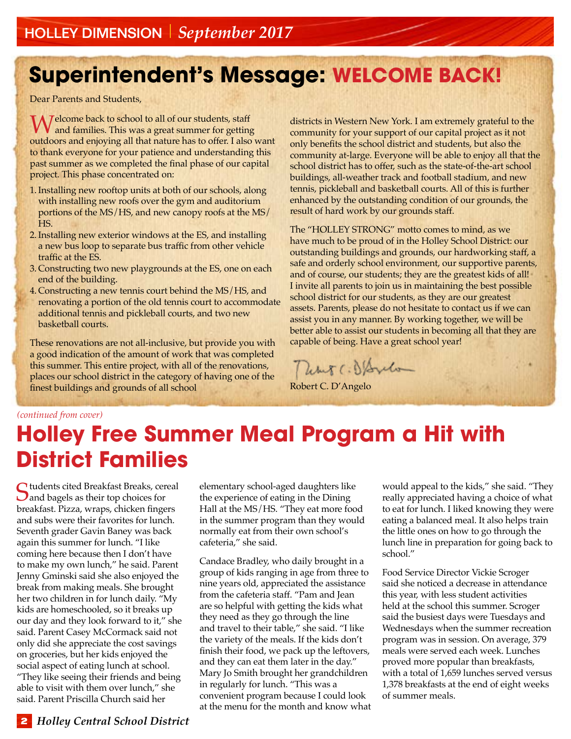# Superintendent's Message: WELCOME BACK!

Dear Parents and Students,

Welcome back to school to all of our students, staff and families. This was a great summer for getting outdoors and enjoying all that nature has to offer. I also want to thank everyone for your patience and understanding this past summer as we completed the final phase of our capital project. This phase concentrated on:

1. Installing new rooftop units at both of our schools, along with installing new roofs over the gym and auditorium portions of the MS/HS, and new canopy roofs at the MS/HS.
2. Installing new exterior windows at the ES, and installing a new bus loop to separate bus traffic from other vehicle traffic at the ES.
3. Constructing two new playgrounds at the ES, one on each end of the building.
4. Constructing a new tennis court behind the MS/HS, and renovating a portion of the old tennis court to accommodate additional tennis and pickleball courts, and two new basketball courts.

These renovations are not all-inclusive, but provide you with a good indication of the amount of work that was completed this summer. This entire project, with all of the renovations, places our school district in the category of having one of the finest buildings and grounds of all school districts in Western New York. I am extremely grateful to the community for your support of our capital project as it not only benefits the school district and students, but also the community at-large. Everyone will be able to enjoy all that the school district has to offer, such as the state-of-the-art school buildings, all-weather track and football stadium, and new tennis, pickleball and basketball courts. All of this is further enhanced by the outstanding condition of our grounds, the result of hard work by our grounds staff.

The "HOLLEY STRONG" motto comes to mind, as we have much to be proud of in the Holley School District: our outstanding buildings and grounds, our hardworking staff, a safe and orderly school environment, our supportive parents, and of course, our students; they are the greatest kids of all! I invite all parents to join us in maintaining the best possible school district for our students, as they are our greatest assets. Parents, please do not hesitate to contact us if we can assist you in any manner. By working together, we will be better able to assist our students in becoming all that they are capable of being. Have a great school year!

Robert C. D'Angelo

*(continued from cover)*

# Holley Free Summer Meal Program a Hit with District Families

Students cited Breakfast Breaks, cereal and bagels as their top choices for breakfast. Pizza, wraps, chicken fingers and subs were their favorites for lunch. Seventh grader Gavin Baney was back again this summer for lunch. "I like coming here because then I don't have to make my own lunch," he said. Parent Jenny Gminski said she also enjoyed the break from making meals. She brought her two children in for lunch daily. "My kids are homeschooled, so it breaks up our day and they look forward to it," she said. Parent Casey McCormack said not only did she appreciate the cost savings on groceries, but her kids enjoyed the social aspect of eating lunch at school. "They like seeing their friends and being able to visit with them over lunch," she said. Parent Priscilla Church said her elementary school-aged daughters like the experience of eating in the Dining Hall at the MS/HS. "They eat more food in the summer program than they would normally eat from their own school's cafeteria," she said.

Candace Bradley, who daily brought in a group of kids ranging in age from three to nine years old, appreciated the assistance from the cafeteria staff. "Pam and Jean are so helpful with getting the kids what they need as they go through the line and travel to their table," she said. "I like the variety of the meals. If the kids don't finish their food, we pack up the leftovers, and they can eat them later in the day." Mary Jo Smith brought her grandchildren in regularly for lunch. "This was a convenient program because I could look at the menu for the month and know what would appeal to the kids," she said. "They really appreciated having a choice of what to eat for lunch. I liked knowing they were eating a balanced meal. It also helps train the little ones on how to go through the lunch line in preparation for going back to school."

Food Service Director Vickie Scroger said she noticed a decrease in attendance this year, with less student activities held at the school this summer. Scroger said the busiest days were Tuesdays and Wednesdays when the summer recreation program was in session. On average, 379 meals were served each week. Lunches proved more popular than breakfasts, with a total of 1,659 lunches served versus 1,378 breakfasts at the end of eight weeks of summer meals.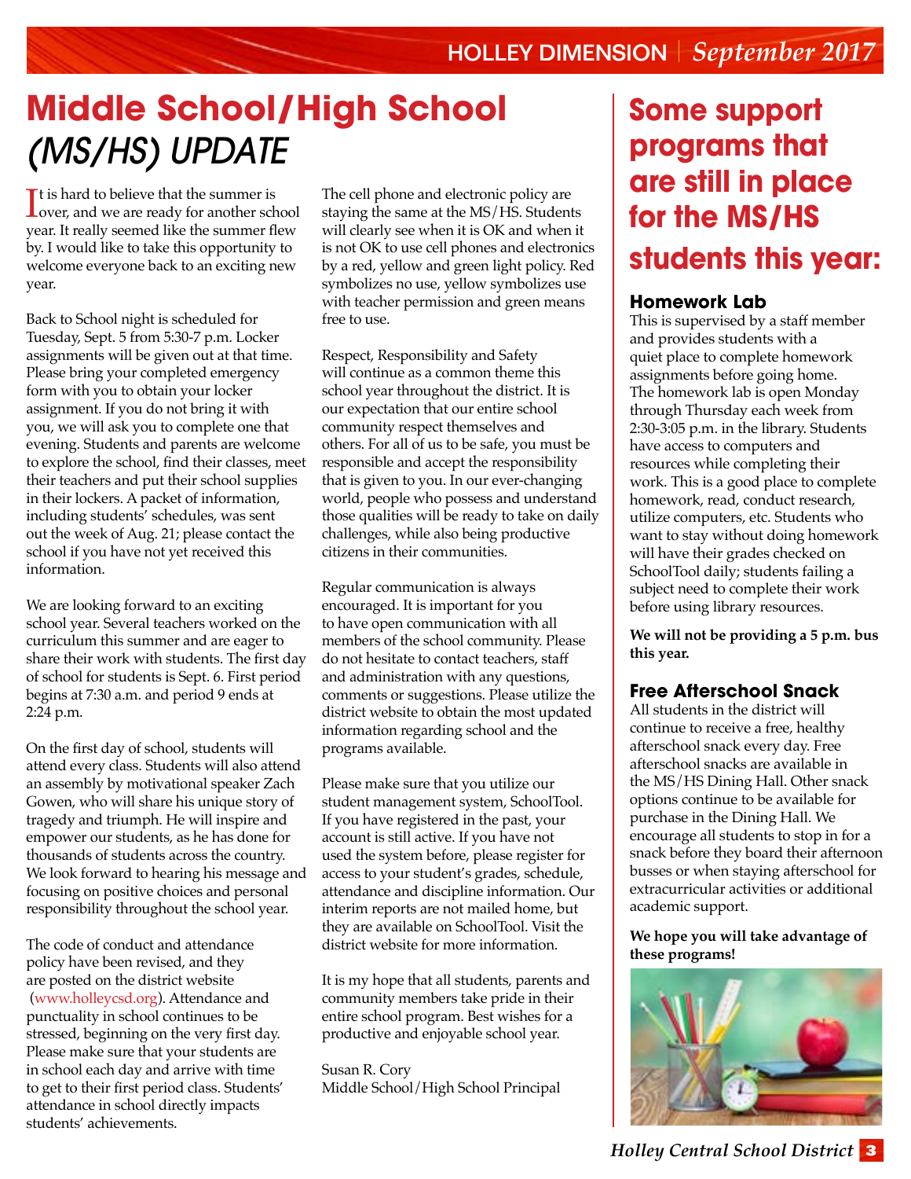# Middle School/High School *(MS/HS) UPDATE*

It is hard to believe that the summer is over, and we are ready for another school year. It really seemed like the summer flew by. I would like to take this opportunity to welcome everyone back to an exciting new year.

Back to School night is scheduled for Tuesday, Sept. 5 from 5:30-7 p.m. Locker assignments will be given out at that time. Please bring your completed emergency form with you to obtain your locker assignment. If you do not bring it with you, we will ask you to complete one that evening. Students and parents are welcome to explore the school, find their classes, meet their teachers and put their school supplies in their lockers. A packet of information, including students' schedules, was sent out the week of Aug. 21; please contact the school if you have not yet received this information.

We are looking forward to an exciting school year. Several teachers worked on the curriculum this summer and are eager to share their work with students. The first day of school for students is Sept. 6. First period begins at 7:30 a.m. and period 9 ends at 2:24 p.m.

On the first day of school, students will attend every class. Students will also attend an assembly by motivational speaker Zach Gowen, who will share his unique story of tragedy and triumph. He will inspire and empower our students, as he has done for thousands of students across the country. We look forward to hearing his message and focusing on positive choices and personal responsibility throughout the school year.

The code of conduct and attendance policy have been revised, and they are posted on the district website (www.holleycsd.org). Attendance and punctuality in school continues to be stressed, beginning on the very first day. Please make sure that your students are in school each day and arrive with time to get to their first period class. Students' attendance in school directly impacts students' achievements.

The cell phone and electronic policy are staying the same at the MS/HS. Students will clearly see when it is OK and when it is not OK to use cell phones and electronics by a red, yellow and green light policy. Red symbolizes no use, yellow symbolizes use with teacher permission and green means free to use.

Respect, Responsibility and Safety will continue as a common theme this school year throughout the district. It is our expectation that our entire school community respect themselves and others. For all of us to be safe, you must be responsible and accept the responsibility that is given to you. In our ever-changing world, people who possess and understand those qualities will be ready to take on daily challenges, while also being productive citizens in their communities.

Regular communication is always encouraged. It is important for you to have open communication with all members of the school community. Please do not hesitate to contact teachers, staff and administration with any questions, comments or suggestions. Please utilize the district website to obtain the most updated information regarding school and the programs available.

Please make sure that you utilize our student management system, SchoolTool. If you have registered in the past, your account is still active. If you have not used the system before, please register for access to your student's grades, schedule, attendance and discipline information. Our interim reports are not mailed home, but they are available on SchoolTool. Visit the district website for more information.

It is my hope that all students, parents and community members take pride in their entire school program. Best wishes for a productive and enjoyable school year.

Susan R. Cory
Middle School/High School Principal

## Some support programs that are still in place for the MS/HS students this year:

### Homework Lab

This is supervised by a staff member and provides students with a quiet place to complete homework assignments before going home. The homework lab is open Monday through Thursday each week from 2:30-3:05 p.m. in the library. Students have access to computers and resources while completing their work. This is a good place to complete homework, read, conduct research, utilize computers, etc. Students who want to stay without doing homework will have their grades checked on SchoolTool daily; students failing a subject need to complete their work before using library resources.

**We will not be providing a 5 p.m. bus this year.**

### Free Afterschool Snack

All students in the district will continue to receive a free, healthy afterschool snack every day. Free afterschool snacks are available in the MS/HS Dining Hall. Other snack options continue to be available for purchase in the Dining Hall. We encourage all students to stop in for a snack before they board their afternoon busses or when staying afterschool for extracurricular activities or additional academic support.

**We hope you will take advantage of these programs!**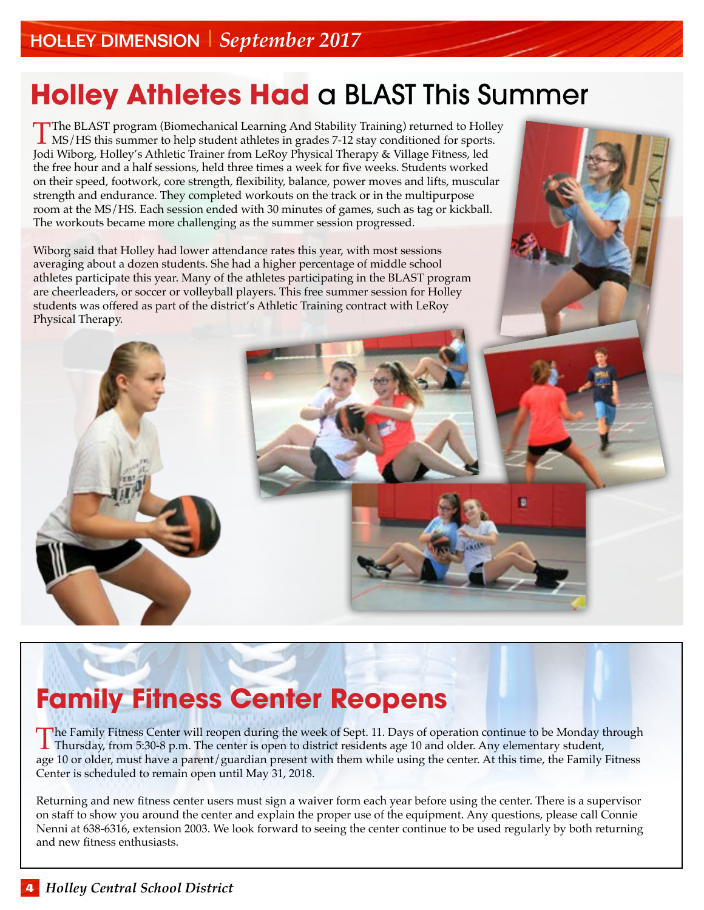# Holley Athletes Had a BLAST This Summer

The BLAST program (Biomechanical Learning And Stability Training) returned to Holley MS/HS this summer to help student athletes in grades 7-12 stay conditioned for sports. Jodi Wiborg, Holley's Athletic Trainer from LeRoy Physical Therapy & Village Fitness, led the free hour and a half sessions, held three times a week for five weeks. Students worked on their speed, footwork, core strength, flexibility, balance, power moves and lifts, muscular strength and endurance. They completed workouts on the track or in the multipurpose room at the MS/HS. Each session ended with 30 minutes of games, such as tag or kickball. The workouts became more challenging as the summer session progressed.

Wiborg said that Holley had lower attendance rates this year, with most sessions averaging about a dozen students. She had a higher percentage of middle school athletes participate this year. Many of the athletes participating in the BLAST program are cheerleaders, or soccer or volleyball players. This free summer session for Holley students was offered as part of the district's Athletic Training contract with LeRoy Physical Therapy.

# Family Fitness Center Reopens

The Family Fitness Center will reopen during the week of Sept. 11. Days of operation continue to be Monday through Thursday, from 5:30-8 p.m. The center is open to district residents age 10 and older. Any elementary student, age 10 or older, must have a parent/guardian present with them while using the center. At this time, the Family Fitness Center is scheduled to remain open until May 31, 2018.

Returning and new fitness center users must sign a waiver form each year before using the center. There is a supervisor on staff to show you around the center and explain the proper use of the equipment. Any questions, please call Connie Nenni at 638-6316, extension 2003. We look forward to seeing the center continue to be used regularly by both returning and new fitness enthusiasts.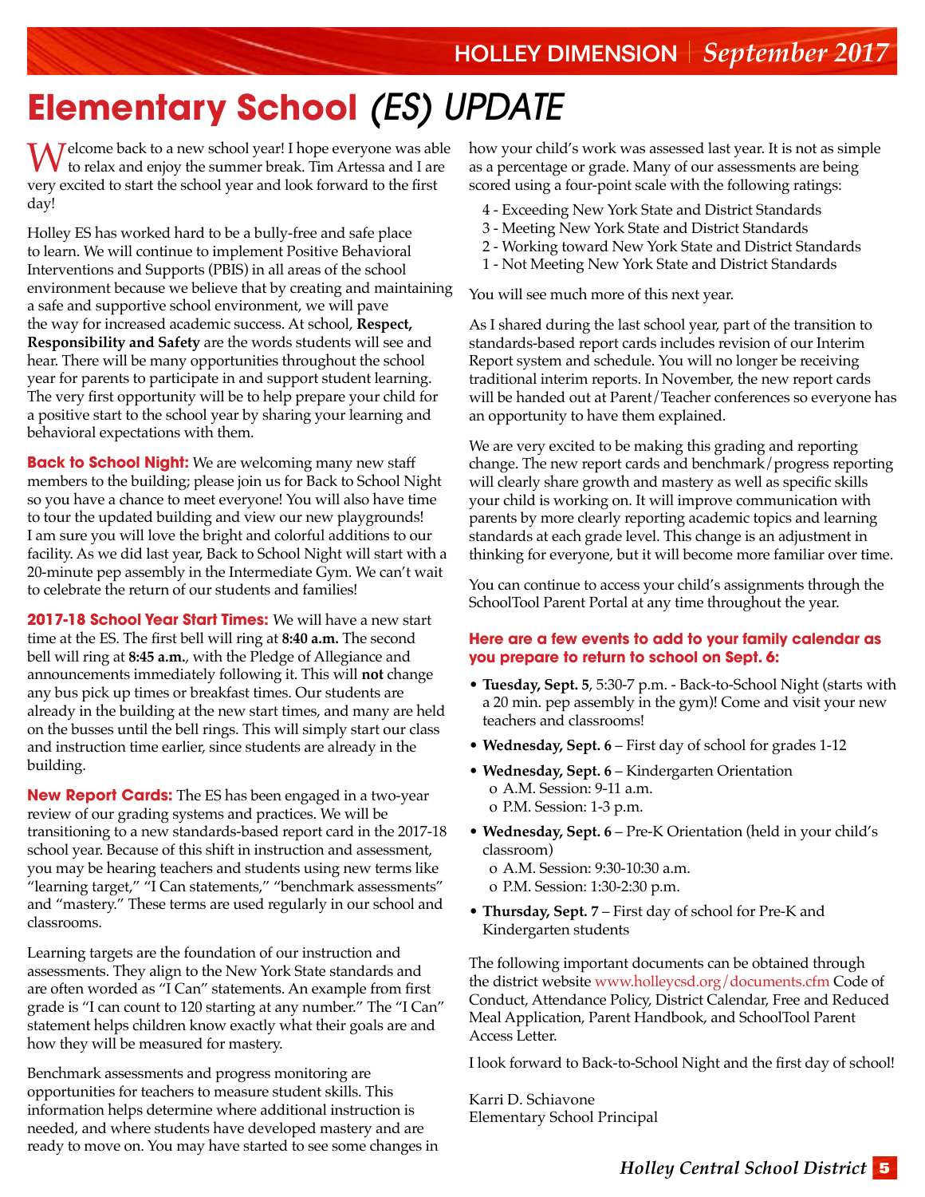# Elementary School *(ES) UPDATE*

Welcome back to a new school year! I hope everyone was able to relax and enjoy the summer break. Tim Artessa and I are very excited to start the school year and look forward to the first day!

Holley ES has worked hard to be a bully-free and safe place to learn. We will continue to implement Positive Behavioral Interventions and Supports (PBIS) in all areas of the school environment because we believe that by creating and maintaining a safe and supportive school environment, we will pave the way for increased academic success. At school, **Respect, Responsibility and Safety** are the words students will see and hear. There will be many opportunities throughout the school year for parents to participate in and support student learning. The very first opportunity will be to help prepare your child for a positive start to the school year by sharing your learning and behavioral expectations with them.

**Back to School Night:** We are welcoming many new staff members to the building; please join us for Back to School Night so you have a chance to meet everyone! You will also have time to tour the updated building and view our new playgrounds! I am sure you will love the bright and colorful additions to our facility. As we did last year, Back to School Night will start with a 20-minute pep assembly in the Intermediate Gym. We can't wait to celebrate the return of our students and families!

**2017-18 School Year Start Times:** We will have a new start time at the ES. The first bell will ring at **8:40 a.m.** The second bell will ring at **8:45 a.m.**, with the Pledge of Allegiance and announcements immediately following it. This will **not** change any bus pick up times or breakfast times. Our students are already in the building at the new start times, and many are held on the busses until the bell rings. This will simply start our class and instruction time earlier, since students are already in the building.

**New Report Cards:** The ES has been engaged in a two-year review of our grading systems and practices. We will be transitioning to a new standards-based report card in the 2017-18 school year. Because of this shift in instruction and assessment, you may be hearing teachers and students using new terms like "learning target," "I Can statements," "benchmark assessments" and "mastery." These terms are used regularly in our school and classrooms.

Learning targets are the foundation of our instruction and assessments. They align to the New York State standards and are often worded as "I Can" statements. An example from first grade is "I can count to 120 starting at any number." The "I Can" statement helps children know exactly what their goals are and how they will be measured for mastery.

Benchmark assessments and progress monitoring are opportunities for teachers to measure student skills. This information helps determine where additional instruction is needed, and where students have developed mastery and are ready to move on. You may have started to see some changes in how your child's work was assessed last year. It is not as simple as a percentage or grade. Many of our assessments are being scored using a four-point scale with the following ratings:

4 - Exceeding New York State and District Standards
3 - Meeting New York State and District Standards
2 - Working toward New York State and District Standards
1 - Not Meeting New York State and District Standards

You will see much more of this next year.

As I shared during the last school year, part of the transition to standards-based report cards includes revision of our Interim Report system and schedule. You will no longer be receiving traditional interim reports. In November, the new report cards will be handed out at Parent/Teacher conferences so everyone has an opportunity to have them explained.

We are very excited to be making this grading and reporting change. The new report cards and benchmark/progress reporting will clearly share growth and mastery as well as specific skills your child is working on. It will improve communication with parents by more clearly reporting academic topics and learning standards at each grade level. This change is an adjustment in thinking for everyone, but it will become more familiar over time.

You can continue to access your child's assignments through the SchoolTool Parent Portal at any time throughout the year.

**Here are a few events to add to your family calendar as you prepare to return to school on Sept. 6:**

- **Tuesday, Sept. 5**, 5:30-7 p.m. - Back-to-School Night (starts with a 20 min. pep assembly in the gym)! Come and visit your new teachers and classrooms!
- **Wednesday, Sept. 6** – First day of school for grades 1-12
- **Wednesday, Sept. 6** – Kindergarten Orientation
  - o A.M. Session: 9-11 a.m.
  - o P.M. Session: 1-3 p.m.
- **Wednesday, Sept. 6** – Pre-K Orientation (held in your child's classroom)
  - o A.M. Session: 9:30-10:30 a.m.
  - o P.M. Session: 1:30-2:30 p.m.
- **Thursday, Sept. 7** – First day of school for Pre-K and Kindergarten students

The following important documents can be obtained through the district website www.holleycsd.org/documents.cfm Code of Conduct, Attendance Policy, District Calendar, Free and Reduced Meal Application, Parent Handbook, and SchoolTool Parent Access Letter.

I look forward to Back-to-School Night and the first day of school!

Karri D. Schiavone
Elementary School Principal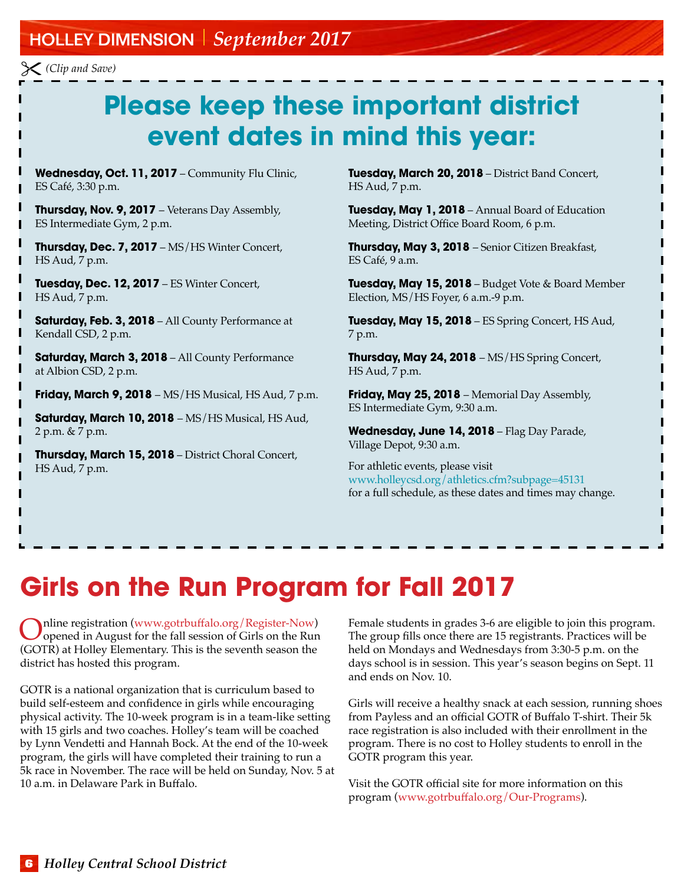*(Clip and Save)*

# Please keep these important district event dates in mind this year:

**Wednesday, Oct. 11, 2017** – Community Flu Clinic, ES Café, 3:30 p.m.

**Thursday, Nov. 9, 2017** – Veterans Day Assembly, ES Intermediate Gym, 2 p.m.

**Thursday, Dec. 7, 2017** – MS/HS Winter Concert, HS Aud, 7 p.m.

**Tuesday, Dec. 12, 2017** – ES Winter Concert, HS Aud, 7 p.m.

**Saturday, Feb. 3, 2018** – All County Performance at Kendall CSD, 2 p.m.

**Saturday, March 3, 2018** – All County Performance at Albion CSD, 2 p.m.

**Friday, March 9, 2018** – MS/HS Musical, HS Aud, 7 p.m.

**Saturday, March 10, 2018** – MS/HS Musical, HS Aud, 2 p.m. & 7 p.m.

**Thursday, March 15, 2018** – District Choral Concert, HS Aud, 7 p.m.

**Tuesday, March 20, 2018** – District Band Concert, HS Aud, 7 p.m.

**Tuesday, May 1, 2018** – Annual Board of Education Meeting, District Office Board Room, 6 p.m.

**Thursday, May 3, 2018** – Senior Citizen Breakfast, ES Café, 9 a.m.

**Tuesday, May 15, 2018** – Budget Vote & Board Member Election, MS/HS Foyer, 6 a.m.-9 p.m.

**Tuesday, May 15, 2018** – ES Spring Concert, HS Aud, 7 p.m.

**Thursday, May 24, 2018** – MS/HS Spring Concert, HS Aud, 7 p.m.

**Friday, May 25, 2018** – Memorial Day Assembly, ES Intermediate Gym, 9:30 a.m.

**Wednesday, June 14, 2018** – Flag Day Parade, Village Depot, 9:30 a.m.

For athletic events, please visit www.holleycsd.org/athletics.cfm?subpage=45131 for a full schedule, as these dates and times may change.

# Girls on the Run Program for Fall 2017

Online registration (www.gotrbuffalo.org/Register-Now) opened in August for the fall session of Girls on the Run (GOTR) at Holley Elementary. This is the seventh season the district has hosted this program.

GOTR is a national organization that is curriculum based to build self-esteem and confidence in girls while encouraging physical activity. The 10-week program is in a team-like setting with 15 girls and two coaches. Holley's team will be coached by Lynn Vendetti and Hannah Bock. At the end of the 10-week program, the girls will have completed their training to run a 5k race in November. The race will be held on Sunday, Nov. 5 at 10 a.m. in Delaware Park in Buffalo.

Female students in grades 3-6 are eligible to join this program. The group fills once there are 15 registrants. Practices will be held on Mondays and Wednesdays from 3:30-5 p.m. on the days school is in session. This year's season begins on Sept. 11 and ends on Nov. 10.

Girls will receive a healthy snack at each session, running shoes from Payless and an official GOTR of Buffalo T-shirt. Their 5k race registration is also included with their enrollment in the program. There is no cost to Holley students to enroll in the GOTR program this year.

Visit the GOTR official site for more information on this program (www.gotrbuffalo.org/Our-Programs).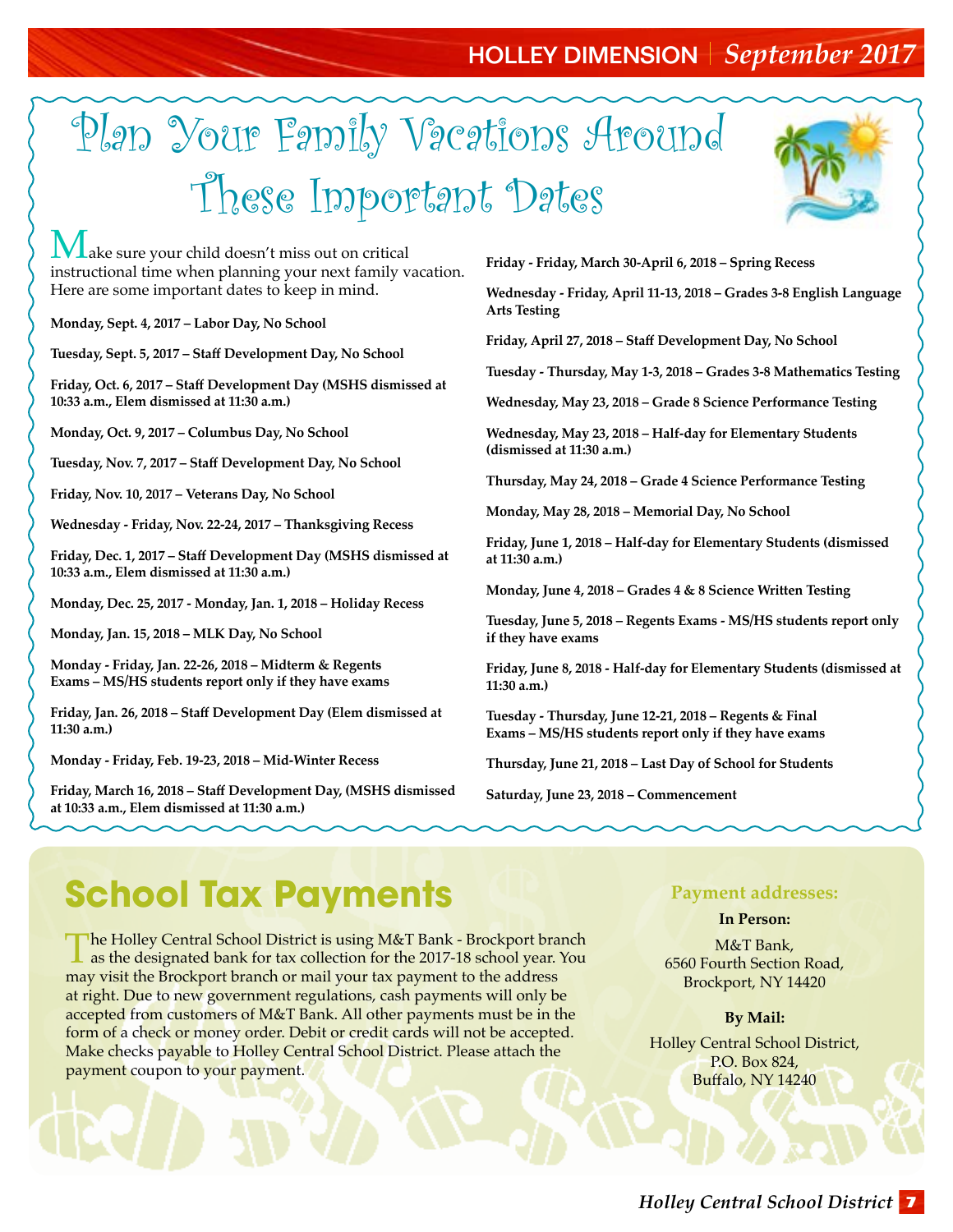# Plan Your Family Vacations Around These Important Dates

Make sure your child doesn't miss out on critical instructional time when planning your next family vacation. Here are some important dates to keep in mind.

**Monday, Sept. 4, 2017 – Labor Day, No School**

**Tuesday, Sept. 5, 2017 – Staff Development Day, No School**

**Friday, Oct. 6, 2017 – Staff Development Day (MSHS dismissed at 10:33 a.m., Elem dismissed at 11:30 a.m.)**

**Monday, Oct. 9, 2017 – Columbus Day, No School**

**Tuesday, Nov. 7, 2017 – Staff Development Day, No School**

**Friday, Nov. 10, 2017 – Veterans Day, No School**

**Wednesday - Friday, Nov. 22-24, 2017 – Thanksgiving Recess**

**Friday, Dec. 1, 2017 – Staff Development Day (MSHS dismissed at 10:33 a.m., Elem dismissed at 11:30 a.m.)**

**Monday, Dec. 25, 2017 - Monday, Jan. 1, 2018 – Holiday Recess**

**Monday, Jan. 15, 2018 – MLK Day, No School**

**Monday - Friday, Jan. 22-26, 2018 – Midterm & Regents Exams – MS/HS students report only if they have exams**

**Friday, Jan. 26, 2018 – Staff Development Day (Elem dismissed at 11:30 a.m.)**

**Monday - Friday, Feb. 19-23, 2018 – Mid-Winter Recess**

**Friday, March 16, 2018 – Staff Development Day, (MSHS dismissed at 10:33 a.m., Elem dismissed at 11:30 a.m.)**

**Friday - Friday, March 30-April 6, 2018 – Spring Recess**

**Wednesday - Friday, April 11-13, 2018 – Grades 3-8 English Language Arts Testing**

**Friday, April 27, 2018 – Staff Development Day, No School**

**Tuesday - Thursday, May 1-3, 2018 – Grades 3-8 Mathematics Testing**

**Wednesday, May 23, 2018 – Grade 8 Science Performance Testing**

**Wednesday, May 23, 2018 – Half-day for Elementary Students (dismissed at 11:30 a.m.)**

**Thursday, May 24, 2018 – Grade 4 Science Performance Testing**

**Monday, May 28, 2018 – Memorial Day, No School**

**Friday, June 1, 2018 – Half-day for Elementary Students (dismissed at 11:30 a.m.)**

**Monday, June 4, 2018 – Grades 4 & 8 Science Written Testing**

**Tuesday, June 5, 2018 – Regents Exams - MS/HS students report only if they have exams**

**Friday, June 8, 2018 - Half-day for Elementary Students (dismissed at 11:30 a.m.)**

**Tuesday - Thursday, June 12-21, 2018 – Regents & Final Exams – MS/HS students report only if they have exams**

**Thursday, June 21, 2018 – Last Day of School for Students**

**Saturday, June 23, 2018 – Commencement**

# School Tax Payments

The Holley Central School District is using M&T Bank - Brockport branch as the designated bank for tax collection for the 2017-18 school year. You may visit the Brockport branch or mail your tax payment to the address at right. Due to new government regulations, cash payments will only be accepted from customers of M&T Bank. All other payments must be in the form of a check or money order. Debit or credit cards will not be accepted. Make checks payable to Holley Central School District. Please attach the payment coupon to your payment.

**Payment addresses:**

**In Person:**

M&T Bank,
6560 Fourth Section Road,
Brockport, NY 14420

**By Mail:**

Holley Central School District,
P.O. Box 824,
Buffalo, NY 14240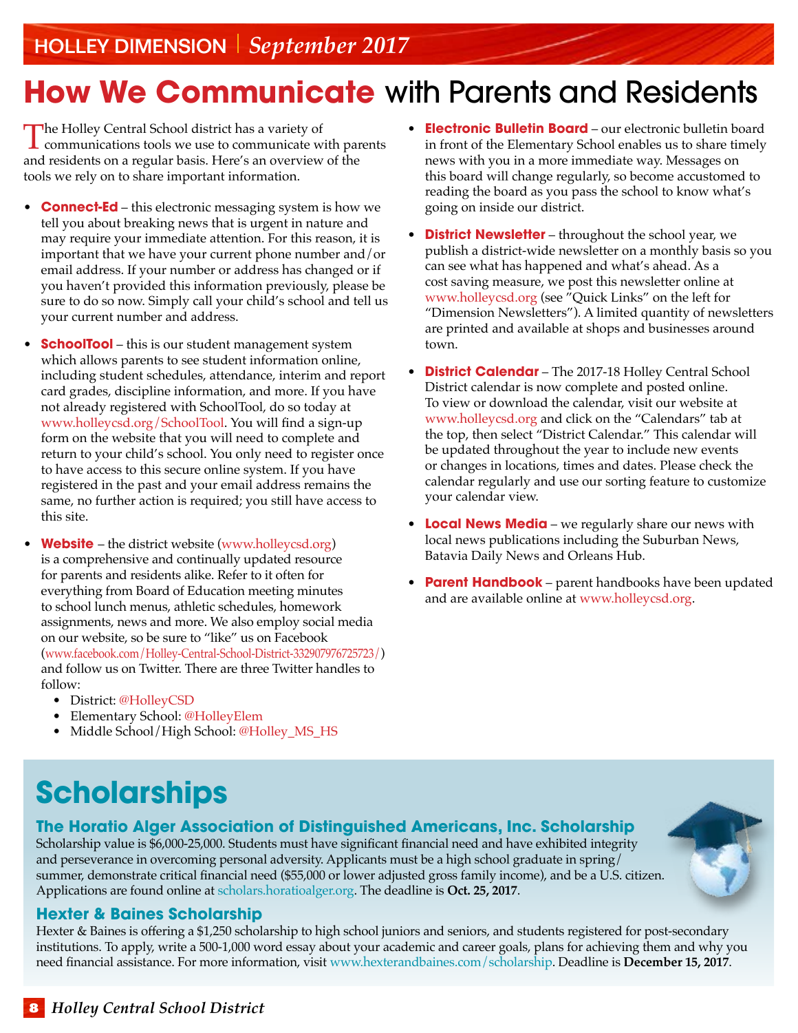# How We Communicate with Parents and Residents

The Holley Central School district has a variety of communications tools we use to communicate with parents and residents on a regular basis. Here's an overview of the tools we rely on to share important information.

- **Connect-Ed** – this electronic messaging system is how we tell you about breaking news that is urgent in nature and may require your immediate attention. For this reason, it is important that we have your current phone number and/or email address. If your number or address has changed or if you haven't provided this information previously, please be sure to do so now. Simply call your child's school and tell us your current number and address.
- **SchoolTool** – this is our student management system which allows parents to see student information online, including student schedules, attendance, interim and report card grades, discipline information, and more. If you have not already registered with SchoolTool, do so today at www.holleycsd.org/SchoolTool. You will find a sign-up form on the website that you will need to complete and return to your child's school. You only need to register once to have access to this secure online system. If you have registered in the past and your email address remains the same, no further action is required; you still have access to this site.
- **Website** – the district website (www.holleycsd.org) is a comprehensive and continually updated resource for parents and residents alike. Refer to it often for everything from Board of Education meeting minutes to school lunch menus, athletic schedules, homework assignments, news and more. We also employ social media on our website, so be sure to "like" us on Facebook (www.facebook.com/Holley-Central-School-District-332907976725723/) and follow us on Twitter. There are three Twitter handles to follow:
  - District: @HolleyCSD
  - Elementary School: @HolleyElem
  - Middle School/High School: @Holley_MS_HS
- **Electronic Bulletin Board** – our electronic bulletin board in front of the Elementary School enables us to share timely news with you in a more immediate way. Messages on this board will change regularly, so become accustomed to reading the board as you pass the school to know what's going on inside our district.
- **District Newsletter** – throughout the school year, we publish a district-wide newsletter on a monthly basis so you can see what has happened and what's ahead. As a cost saving measure, we post this newsletter online at www.holleycsd.org (see "Quick Links" on the left for "Dimension Newsletters"). A limited quantity of newsletters are printed and available at shops and businesses around town.
- **District Calendar** – The 2017-18 Holley Central School District calendar is now complete and posted online. To view or download the calendar, visit our website at www.holleycsd.org and click on the "Calendars" tab at the top, then select "District Calendar." This calendar will be updated throughout the year to include new events or changes in locations, times and dates. Please check the calendar regularly and use our sorting feature to customize your calendar view.
- **Local News Media** – we regularly share our news with local news publications including the Suburban News, Batavia Daily News and Orleans Hub.
- **Parent Handbook** – parent handbooks have been updated and are available online at www.holleycsd.org.

# Scholarships

### The Horatio Alger Association of Distinguished Americans, Inc. Scholarship

Scholarship value is $6,000-25,000. Students must have significant financial need and have exhibited integrity and perseverance in overcoming personal adversity. Applicants must be a high school graduate in spring/summer, demonstrate critical financial need ($55,000 or lower adjusted gross family income), and be a U.S. citizen. Applications are found online at scholars.horatioalger.org. The deadline is **Oct. 25, 2017**.

### Hexter & Baines Scholarship

Hexter & Baines is offering a $1,250 scholarship to high school juniors and seniors, and students registered for post-secondary institutions. To apply, write a 500-1,000 word essay about your academic and career goals, plans for achieving them and why you need financial assistance. For more information, visit www.hexterandbaines.com/scholarship. Deadline is **December 15, 2017**.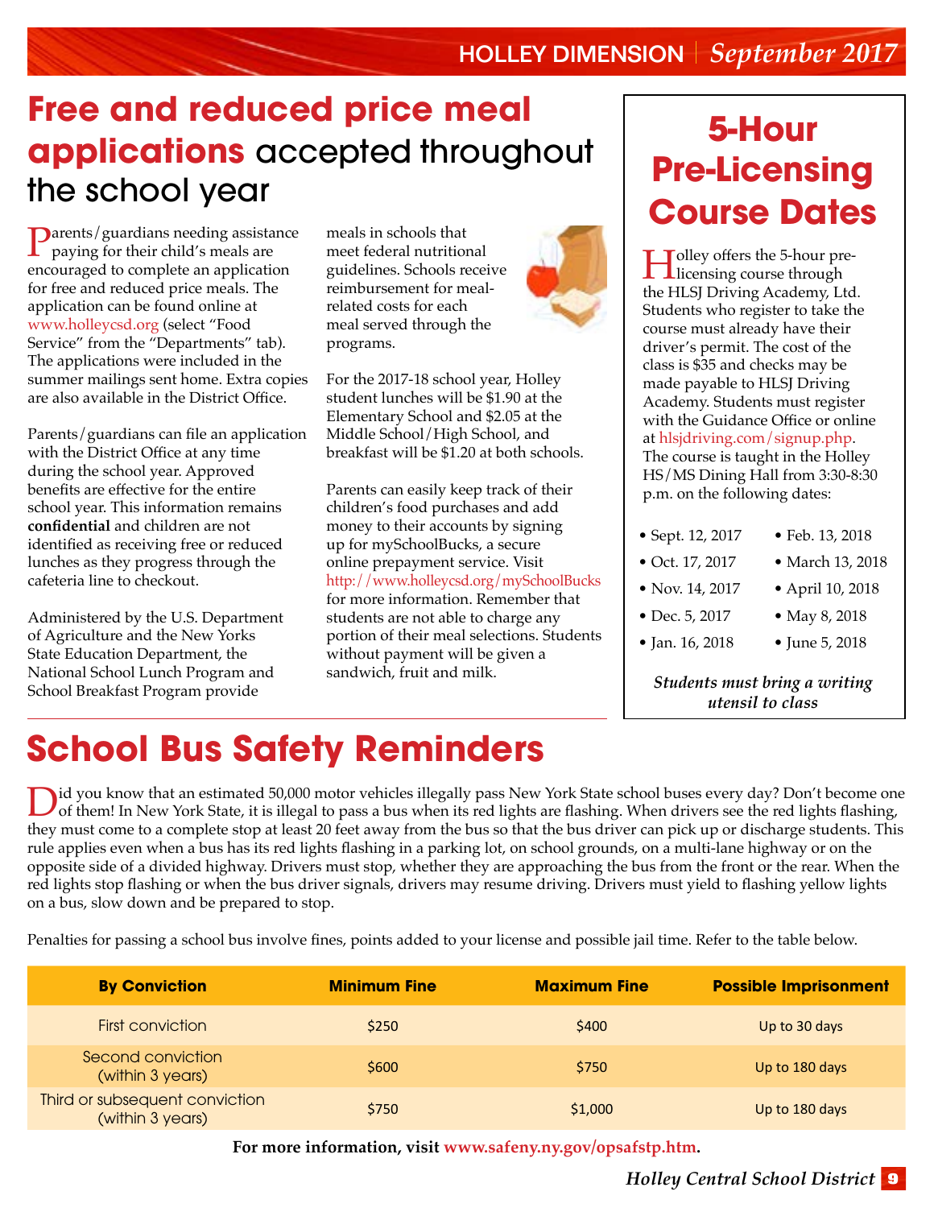# Free and reduced price meal applications accepted throughout the school year

Parents/guardians needing assistance paying for their child's meals are encouraged to complete an application for free and reduced price meals. The application can be found online at www.holleycsd.org (select "Food Service" from the "Departments" tab). The applications were included in the summer mailings sent home. Extra copies are also available in the District Office.

Parents/guardians can file an application with the District Office at any time during the school year. Approved benefits are effective for the entire school year. This information remains **confidential** and children are not identified as receiving free or reduced lunches as they progress through the cafeteria line to checkout.

Administered by the U.S. Department of Agriculture and the New Yorks State Education Department, the National School Lunch Program and School Breakfast Program provide meals in schools that meet federal nutritional guidelines. Schools receive reimbursement for meal-related costs for each meal served through the programs.

For the 2017-18 school year, Holley student lunches will be $1.90 at the Elementary School and $2.05 at the Middle School/High School, and breakfast will be $1.20 at both schools.

Parents can easily keep track of their children's food purchases and add money to their accounts by signing up for mySchoolBucks, a secure online prepayment service. Visit http://www.holleycsd.org/mySchoolBucks for more information. Remember that students are not able to charge any portion of their meal selections. Students without payment will be given a sandwich, fruit and milk.

## 5-Hour Pre-Licensing Course Dates

Holley offers the 5-hour pre-licensing course through the HLSJ Driving Academy, Ltd. Students who register to take the course must already have their driver's permit. The cost of the class is $35 and checks may be made payable to HLSJ Driving Academy. Students must register with the Guidance Office or online at hlsjdriving.com/signup.php. The course is taught in the Holley HS/MS Dining Hall from 3:30-8:30 p.m. on the following dates:

- Sept. 12, 2017
- Oct. 17, 2017
- Nov. 14, 2017
- Dec. 5, 2017
- Jan. 16, 2018
- Feb. 13, 2018
- March 13, 2018
- April 10, 2018
- May 8, 2018
- June 5, 2018

***Students must bring a writing utensil to class***

# School Bus Safety Reminders

Did you know that an estimated 50,000 motor vehicles illegally pass New York State school buses every day? Don't become one of them! In New York State, it is illegal to pass a bus when its red lights are flashing. When drivers see the red lights flashing, they must come to a complete stop at least 20 feet away from the bus so that the bus driver can pick up or discharge students. This rule applies even when a bus has its red lights flashing in a parking lot, on school grounds, on a multi-lane highway or on the opposite side of a divided highway. Drivers must stop, whether they are approaching the bus from the front or the rear. When the red lights stop flashing or when the bus driver signals, drivers may resume driving. Drivers must yield to flashing yellow lights on a bus, slow down and be prepared to stop.

Penalties for passing a school bus involve fines, points added to your license and possible jail time. Refer to the table below.

| By Conviction | Minimum Fine | Maximum Fine | Possible Imprisonment |
|---|---|---|---|
| First conviction | $250 | $400 | Up to 30 days |
| Second conviction (within 3 years) | $600 | $750 | Up to 180 days |
| Third or subsequent conviction (within 3 years) | $750 | $1,000 | Up to 180 days |

**For more information, visit www.safeny.ny.gov/opsafstp.htm.**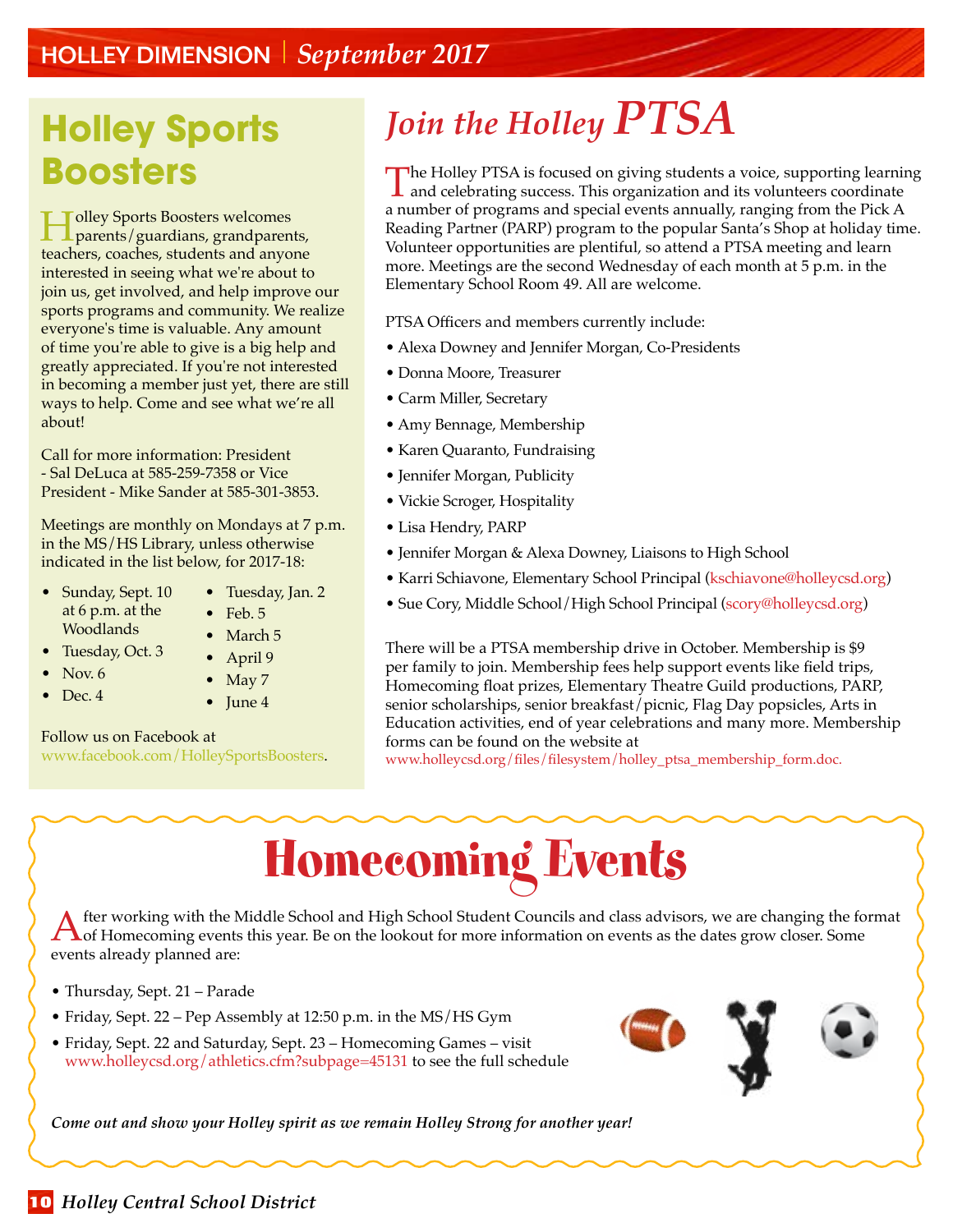## Holley Sports Boosters

Holley Sports Boosters welcomes parents/guardians, grandparents, teachers, coaches, students and anyone interested in seeing what we're about to join us, get involved, and help improve our sports programs and community. We realize everyone's time is valuable. Any amount of time you're able to give is a big help and greatly appreciated. If you're not interested in becoming a member just yet, there are still ways to help. Come and see what we're all about!

Call for more information: President - Sal DeLuca at 585-259-7358 or Vice President - Mike Sander at 585-301-3853.

Meetings are monthly on Mondays at 7 p.m. in the MS/HS Library, unless otherwise indicated in the list below, for 2017-18:

- Sunday, Sept. 10 at 6 p.m. at the Woodlands
- Tuesday, Oct. 3
- Nov. 6
- Dec. 4
- Tuesday, Jan. 2
- Feb. 5
- March 5
- April 9
- May 7
- June 4

Follow us on Facebook at www.facebook.com/HolleySportsBoosters.

## *Join the Holley PTSA*

The Holley PTSA is focused on giving students a voice, supporting learning and celebrating success. This organization and its volunteers coordinate a number of programs and special events annually, ranging from the Pick A Reading Partner (PARP) program to the popular Santa's Shop at holiday time. Volunteer opportunities are plentiful, so attend a PTSA meeting and learn more. Meetings are the second Wednesday of each month at 5 p.m. in the Elementary School Room 49. All are welcome.

PTSA Officers and members currently include:

- Alexa Downey and Jennifer Morgan, Co-Presidents
- Donna Moore, Treasurer
- Carm Miller, Secretary
- Amy Bennage, Membership
- Karen Quaranto, Fundraising
- Jennifer Morgan, Publicity
- Vickie Scroger, Hospitality
- Lisa Hendry, PARP
- Jennifer Morgan & Alexa Downey, Liaisons to High School
- Karri Schiavone, Elementary School Principal (kschiavone@holleycsd.org)
- Sue Cory, Middle School/High School Principal (scory@holleycsd.org)

There will be a PTSA membership drive in October. Membership is $9 per family to join. Membership fees help support events like field trips, Homecoming float prizes, Elementary Theatre Guild productions, PARP, senior scholarships, senior breakfast/picnic, Flag Day popsicles, Arts in Education activities, end of year celebrations and many more. Membership forms can be found on the website at www.holleycsd.org/files/filesystem/holley_ptsa_membership_form.doc.

# Homecoming Events

After working with the Middle School and High School Student Councils and class advisors, we are changing the format of Homecoming events this year. Be on the lookout for more information on events as the dates grow closer. Some events already planned are:

- Thursday, Sept. 21 – Parade
- Friday, Sept. 22 – Pep Assembly at 12:50 p.m. in the MS/HS Gym
- Friday, Sept. 22 and Saturday, Sept. 23 – Homecoming Games – visit www.holleycsd.org/athletics.cfm?subpage=45131 to see the full schedule

***Come out and show your Holley spirit as we remain Holley Strong for another year!***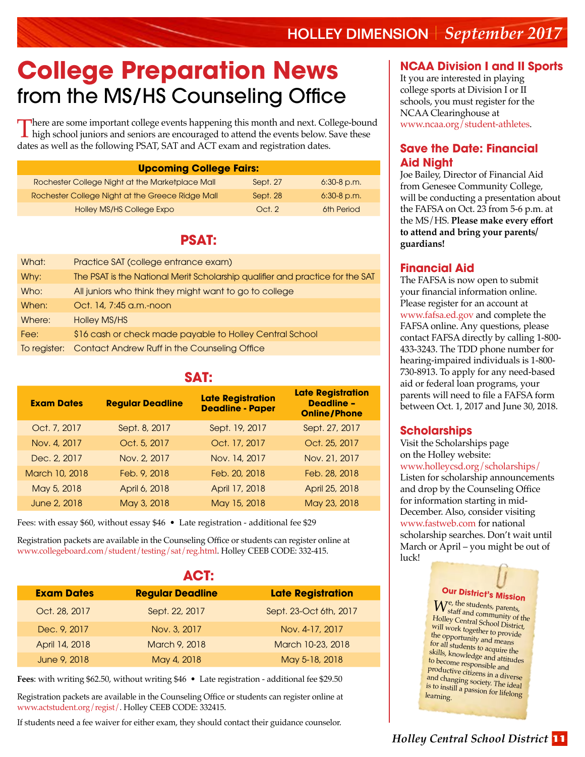# College Preparation News

## from the MS/HS Counseling Office

There are some important college events happening this month and next. College-bound high school juniors and seniors are encouraged to attend the events below. Save these dates as well as the following PSAT, SAT and ACT exam and registration dates.

| Upcoming College Fairs: | | |
|---|---|---|
| Rochester College Night at the Marketplace Mall | Sept. 27 | 6:30-8 p.m. |
| Rochester College Night at the Greece Ridge Mall | Sept. 28 | 6:30-8 p.m. |
| Holley MS/HS College Expo | Oct. 2 | 6th Period |

### PSAT:

| | |
|---|---|
| What: | Practice SAT (college entrance exam) |
| Why: | The PSAT is the National Merit Scholarship qualifier and practice for the SAT |
| Who: | All juniors who think they might want to go to college |
| When: | Oct. 14, 7:45 a.m.-noon |
| Where: | Holley MS/HS |
| Fee: | $16 cash or check made payable to Holley Central School |
| To register: | Contact Andrew Ruff in the Counseling Office |

### SAT:

| Exam Dates | Regular Deadline | Late Registration Deadline - Paper | Late Registration Deadline – Online/Phone |
|---|---|---|---|
| Oct. 7, 2017 | Sept. 8, 2017 | Sept. 19, 2017 | Sept. 27, 2017 |
| Nov. 4, 2017 | Oct. 5, 2017 | Oct. 17, 2017 | Oct. 25, 2017 |
| Dec. 2, 2017 | Nov. 2, 2017 | Nov. 14, 2017 | Nov. 21, 2017 |
| March 10, 2018 | Feb. 9, 2018 | Feb. 20, 2018 | Feb. 28, 2018 |
| May 5, 2018 | April 6, 2018 | April 17, 2018 | April 25, 2018 |
| June 2, 2018 | May 3, 2018 | May 15, 2018 | May 23, 2018 |

Fees: with essay $60, without essay $46 • Late registration - additional fee $29

Registration packets are available in the Counseling Office or students can register online at www.collegeboard.com/student/testing/sat/reg.html. Holley CEEB CODE: 332-415.

### ACT:

| Exam Dates | Regular Deadline | Late Registration |
|---|---|---|
| Oct. 28, 2017 | Sept. 22, 2017 | Sept. 23-Oct 6th, 2017 |
| Dec. 9, 2017 | Nov. 3, 2017 | Nov. 4-17, 2017 |
| April 14, 2018 | March 9, 2018 | March 10-23, 2018 |
| June 9, 2018 | May 4, 2018 | May 5-18, 2018 |

**Fees**: with writing $62.50, without writing $46 • Late registration - additional fee $29.50

Registration packets are available in the Counseling Office or students can register online at www.actstudent.org/regist/. Holley CEEB CODE: 332415.

If students need a fee waiver for either exam, they should contact their guidance counselor.

### NCAA Division I and II Sports

It you are interested in playing college sports at Division I or II schools, you must register for the NCAA Clearinghouse at www.ncaa.org/student-athletes.

### Save the Date: Financial Aid Night

Joe Bailey, Director of Financial Aid from Genesee Community College, will be conducting a presentation about the FAFSA on Oct. 23 from 5-6 p.m. at the MS/HS. **Please make every effort to attend and bring your parents/guardians!**

### Financial Aid

The FAFSA is now open to submit your financial information online. Please register for an account at www.fafsa.ed.gov and complete the FAFSA online. Any questions, please contact FAFSA directly by calling 1-800-433-3243. The TDD phone number for hearing-impaired individuals is 1-800-730-8913. To apply for any need-based aid or federal loan programs, your parents will need to file a FAFSA form between Oct. 1, 2017 and June 30, 2018.

### Scholarships

Visit the Scholarships page on the Holley website: www.holleycsd.org/scholarships/ Listen for scholarship announcements and drop by the Counseling Office for information starting in mid-December. Also, consider visiting www.fastweb.com for national scholarship searches. Don't wait until March or April – you might be out of luck!

**Our District's Mission**

We, the students, parents, staff and community of the Holley Central School District, will work together to provide the opportunity and means for all students to acquire the skills, knowledge and attitudes to become responsible and productive citizens in a diverse and changing society. The ideal is to instill a passion for lifelong learning.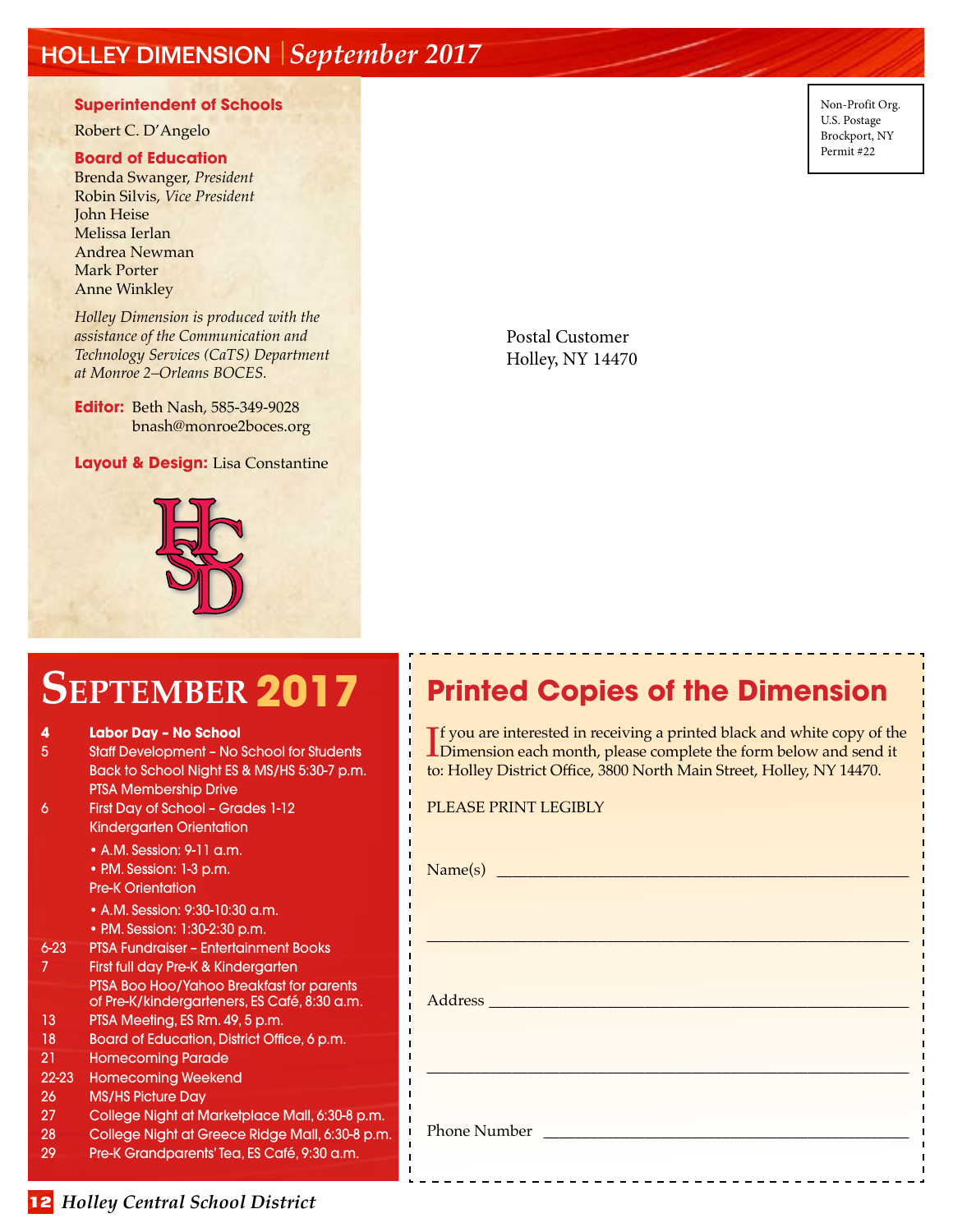**Superintendent of Schools**

Robert C. D'Angelo

**Board of Education**

Brenda Swanger, *President*
Robin Silvis, *Vice President*
John Heise
Melissa Ierlan
Andrea Newman
Mark Porter
Anne Winkley

*Holley Dimension is produced with the assistance of the Communication and Technology Services (CaTS) Department at Monroe 2–Orleans BOCES.*

**Editor:** Beth Nash, 585-349-9028
bnash@monroe2boces.org

**Layout & Design:** Lisa Constantine

Non-Profit Org.
U.S. Postage
Brockport, NY
Permit #22

Postal Customer
Holley, NY 14470

# September 2017

| | |
|---|---|
| 4 | **Labor Day – No School** |
| 5 | Staff Development – No School for Students<br>Back to School Night ES & MS/HS 5:30-7 p.m.<br>PTSA Membership Drive |
| 6 | First Day of School – Grades 1-12<br>Kindergarten Orientation<br>• A.M. Session: 9-11 a.m.<br>• P.M. Session: 1-3 p.m.<br>Pre-K Orientation<br>• A.M. Session: 9:30-10:30 a.m.<br>• P.M. Session: 1:30-2:30 p.m. |
| 6-23 | PTSA Fundraiser – Entertainment Books |
| 7 | First full day Pre-K & Kindergarten<br>PTSA Boo Hoo/Yahoo Breakfast for parents of Pre-K/kindergarteners, ES Café, 8:30 a.m. |
| 13 | PTSA Meeting, ES Rm. 49, 5 p.m. |
| 18 | Board of Education, District Office, 6 p.m. |
| 21 | Homecoming Parade |
| 22-23 | Homecoming Weekend |
| 26 | MS/HS Picture Day |
| 27 | College Night at Marketplace Mall, 6:30-8 p.m. |
| 28 | College Night at Greece Ridge Mall, 6:30-8 p.m. |
| 29 | Pre-K Grandparents' Tea, ES Café, 9:30 a.m. |

## Printed Copies of the Dimension

If you are interested in receiving a printed black and white copy of the Dimension each month, please complete the form below and send it to: Holley District Office, 3800 North Main Street, Holley, NY 14470.

PLEASE PRINT LEGIBLY

Name(s) ______________________________________________

______________________________________________

Address ______________________________________________

______________________________________________

Phone Number ______________________________________________